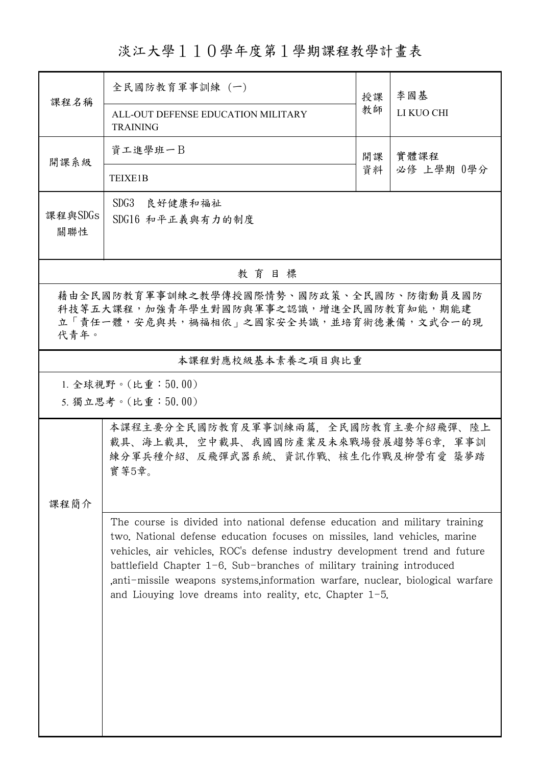# 淡江大學１１０學年度第１學期課程教學計畫表

| 課程名稱 | 全民國防教育軍事訓練 (一) | 授課教師 | 李國基 |
|---|---|---|---|
| | ALL-OUT DEFENSE EDUCATION MILITARY TRAINING | | LI KUO CHI |
| 開課系級 | 資工進學班一B | 開課資料 | 實體課程<br>必修 上學期 0學分 |
| | TEIXE1B | | |
| 課程與SDGs關聯性 | SDG3 良好健康和福祉<br>SDG16 和平正義與有力的制度 | | |

## 教育目標

藉由全民國防教育軍事訓練之教學傳授國際情勢、國防政策、全民國防、防衛動員及國防科技等五大課程，加強青年學生對國防與軍事之認識，增進全民國防教育知能，期能建立「責任一體，安危與共，禍福相依」之國家安全共識，並培育術德兼備，文武合一的現代青年。

## 本課程對應校級基本素養之項目與比重

1. 全球視野。(比重：50.00)
5. 獨立思考。(比重：50.00)

## 課程簡介

本課程主要分全民國防教育及軍事訓練兩篇，全民國防教育主要介紹飛彈、陸上載具、海上載具，空中載具、我國國防產業及未來戰場發展趨勢等6章，軍事訓練分軍兵種介紹、反飛彈武器系統、資訊作戰、核生化作戰及柳營有愛 築夢踏實等5章。

The course is divided into national defense education and military training two. National defense education focuses on missiles, land vehicles, marine vehicles, air vehicles, ROC's defense industry development trend and future battlefield Chapter 1-6. Sub-branches of military training introduced ,anti-missile weapons systems,information warfare, nuclear, biological warfare and Liouying love dreams into reality, etc. Chapter 1-5.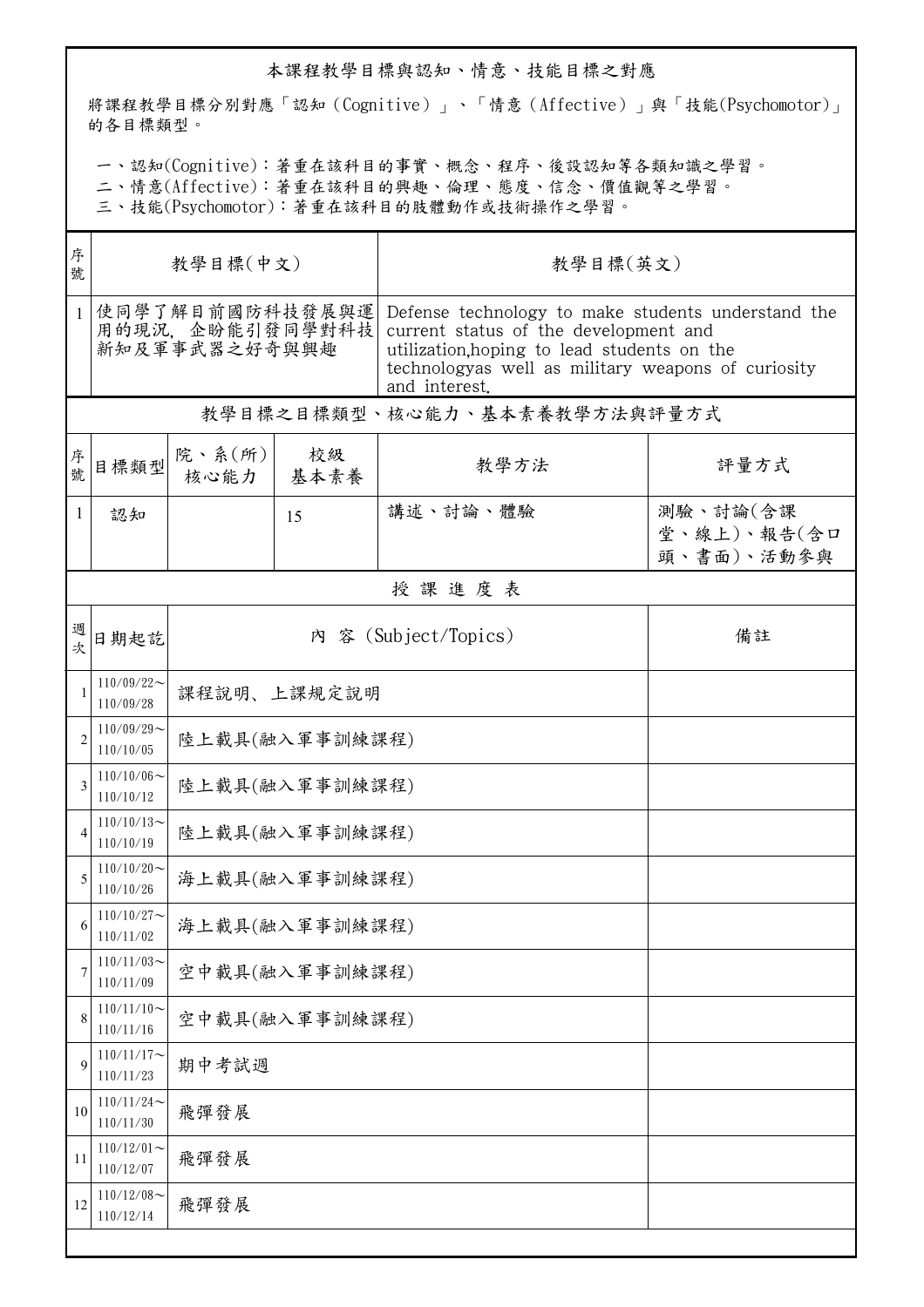## 本課程教學目標與認知、情意、技能目標之對應

將課程教學目標分別對應「認知（Cognitive）」、「情意（Affective）」與「技能(Psychomotor)」的各目標類型。

一、認知(Cognitive)：著重在該科目的事實、概念、程序、後設認知等各類知識之學習。
二、情意(Affective)：著重在該科目的興趣、倫理、態度、信念、價值觀等之學習。
三、技能(Psychomotor)：著重在該科目的肢體動作或技術操作之學習。

| 序號 | 教學目標(中文) | 教學目標(英文) |
|---|---|---|
| 1 | 使同學了解目前國防科技發展與運用的現況，企盼能引發同學對科技新知及軍事武器之好奇與興趣 | Defense technology to make students understand the current status of the development and utilization,hoping to lead students on the technologyas well as military weapons of curiosity and interest. |

## 教學目標之目標類型、核心能力、基本素養教學方法與評量方式

| 序號 | 目標類型 | 院、系(所)核心能力 | 校級基本素養 | 教學方法 | 評量方式 |
|---|---|---|---|---|---|
| 1 | 認知 |  | 15 | 講述、討論、體驗 | 測驗、討論(含課堂、線上)、報告(含口頭、書面)、活動參與 |

## 授 課 進 度 表

| 週次 | 日期起訖 | 內 容 (Subject/Topics) | 備註 |
|---|---|---|---|
| 1 | 110/09/22～110/09/28 | 課程說明、上課規定說明 |  |
| 2 | 110/09/29～110/10/05 | 陸上載具(融入軍事訓練課程) |  |
| 3 | 110/10/06～110/10/12 | 陸上載具(融入軍事訓練課程) |  |
| 4 | 110/10/13～110/10/19 | 陸上載具(融入軍事訓練課程) |  |
| 5 | 110/10/20～110/10/26 | 海上載具(融入軍事訓練課程) |  |
| 6 | 110/10/27～110/11/02 | 海上載具(融入軍事訓練課程) |  |
| 7 | 110/11/03～110/11/09 | 空中載具(融入軍事訓練課程) |  |
| 8 | 110/11/10～110/11/16 | 空中載具(融入軍事訓練課程) |  |
| 9 | 110/11/17～110/11/23 | 期中考試週 |  |
| 10 | 110/11/24～110/11/30 | 飛彈發展 |  |
| 11 | 110/12/01～110/12/07 | 飛彈發展 |  |
| 12 | 110/12/08～110/12/14 | 飛彈發展 |  |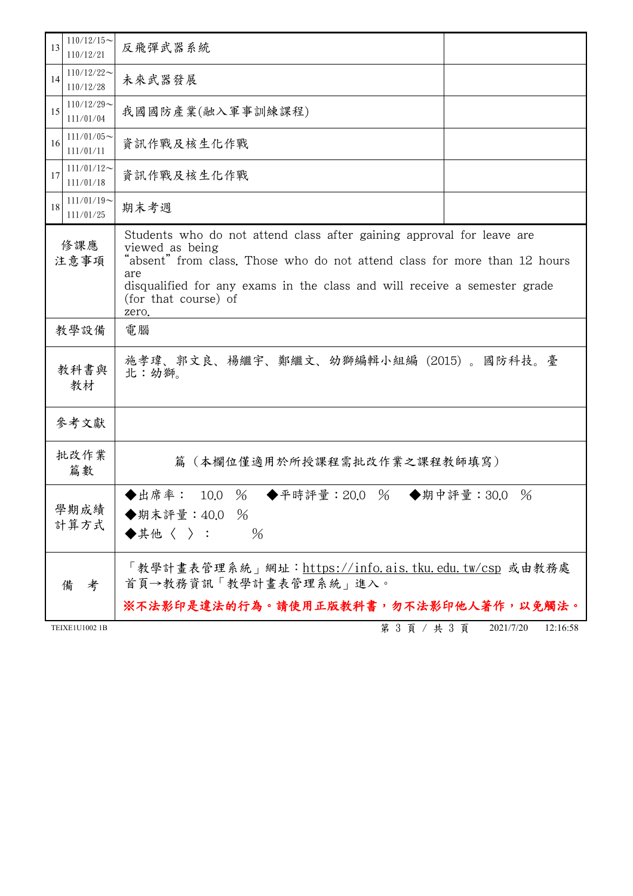| | | | |
|---|---|---|---|
| 13 | 110/12/15～110/12/21 | 反飛彈武器系統 | |
| 14 | 110/12/22～110/12/28 | 未來武器發展 | |
| 15 | 110/12/29～111/01/04 | 我國國防產業(融入軍事訓練課程) | |
| 16 | 111/01/05～111/01/11 | 資訊作戰及核生化作戰 | |
| 17 | 111/01/12～111/01/18 | 資訊作戰及核生化作戰 | |
| 18 | 111/01/19～111/01/25 | 期末考週 | |

| | |
|---|---|
| 修課應注意事項 | Students who do not attend class after gaining approval for leave are viewed as being "absent" from class. Those who do not attend class for more than 12 hours are disqualified for any exams in the class and will receive a semester grade (for that course) of zero. |
| 教學設備 | 電腦 |
| 教科書與教材 | 施孝瑋、郭文良、楊繼宇、鄭繼文、幼獅編輯小組編 (2015) 。國防科技。臺北：幼獅。 |
| 參考文獻 | |
| 批改作業篇數 | 篇（本欄位僅適用於所授課程需批改作業之課程教師填寫） |
| 學期成績計算方式 | ◆出席率： 10.0 %　◆平時評量：20.0 %　◆期中評量：30.0 %<br>◆期末評量：40.0 %<br>◆其他〈 〉： % |
| 備　考 | 「教學計畫表管理系統」網址：https://info.ais.tku.edu.tw/csp 或由教務處首頁→教務資訊「教學計畫表管理系統」進入。<br>**※不法影印是違法的行為。請使用正版教科書，勿不法影印他人著作，以免觸法。** |

TEIXE1U1002 1B　　2021/7/20　12:16:58